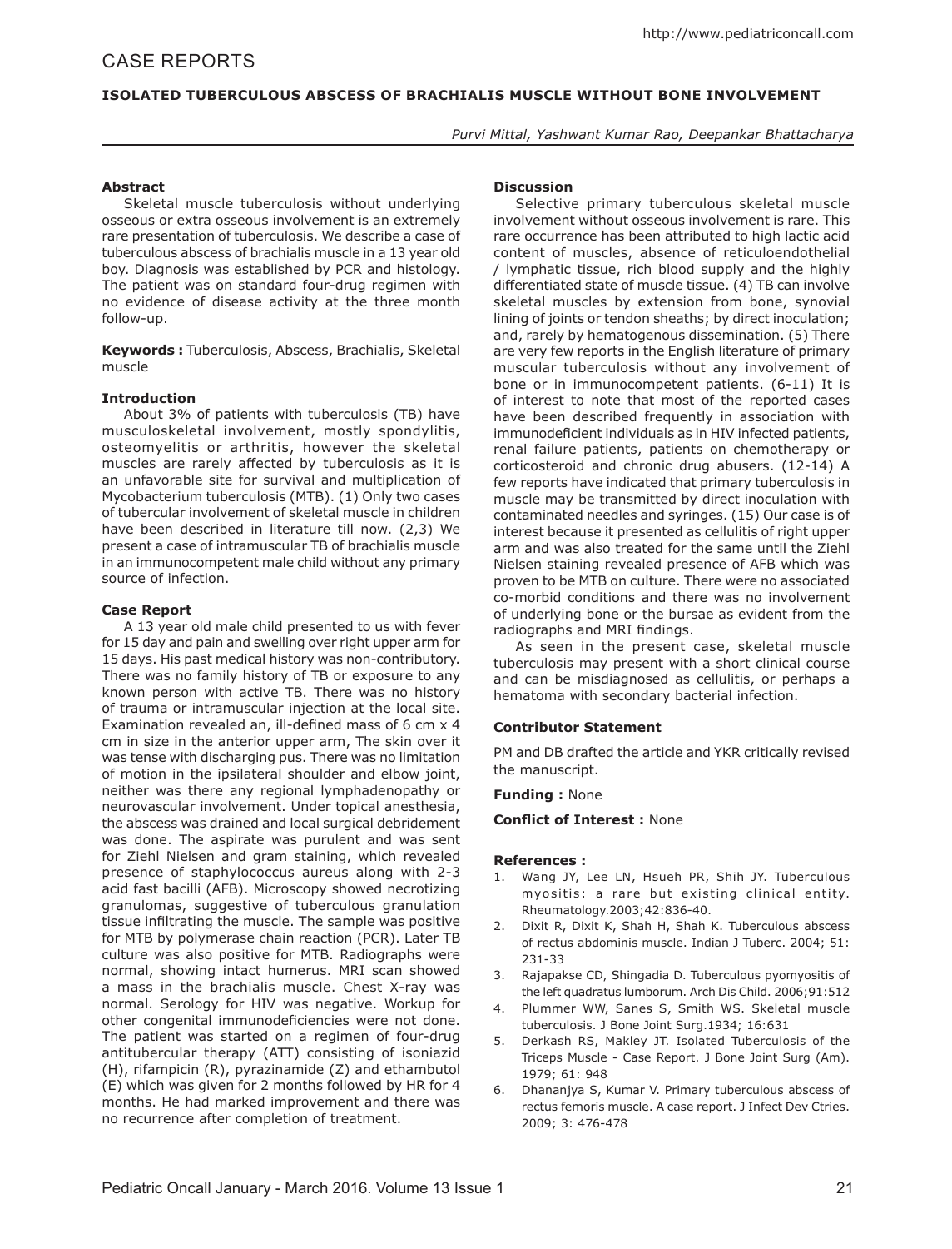# CASE REPORTS

## ISOLATED TUBERCULOUS ABSCESS OF BRACHIALIS MUSCLE WITHOUT BONE INVOLVEMENT

*Purvi Mittal, Yashwant Kumar Rao, Deepankar Bhattacharya*

### Abstract

Skeletal muscle tuberculosis without underlying osseous or extra osseous involvement is an extremely rare presentation of tuberculosis. We describe a case of tuberculous abscess of brachialis muscle in a 13 year old boy. Diagnosis was established by PCR and histology. The patient was on standard four-drug regimen with no evidence of disease activity at the three month follow-up.

**Keywords :** Tuberculosis, Abscess, Brachialis, Skeletal muscle

### Introduction

About 3% of patients with tuberculosis (TB) have musculoskeletal involvement, mostly spondylitis, osteomyelitis or arthritis, however the skeletal muscles are rarely affected by tuberculosis as it is an unfavorable site for survival and multiplication of Mycobacterium tuberculosis (MTB). (1) Only two cases of tubercular involvement of skeletal muscle in children have been described in literature till now. (2,3) We present a case of intramuscular TB of brachialis muscle in an immunocompetent male child without any primary source of infection.

### Case Report

A 13 year old male child presented to us with fever for 15 day and pain and swelling over right upper arm for 15 days. His past medical history was non-contributory. There was no family history of TB or exposure to any known person with active TB. There was no history of trauma or intramuscular injection at the local site. Examination revealed an, ill-defined mass of 6 cm x 4 cm in size in the anterior upper arm, The skin over it was tense with discharging pus. There was no limitation of motion in the ipsilateral shoulder and elbow joint, neither was there any regional lymphadenopathy or neurovascular involvement. Under topical anesthesia, the abscess was drained and local surgical debridement was done. The aspirate was purulent and was sent for Ziehl Nielsen and gram staining, which revealed presence of staphylococcus aureus along with 2-3 acid fast bacilli (AFB). Microscopy showed necrotizing granulomas, suggestive of tuberculous granulation tissue infiltrating the muscle. The sample was positive for MTB by polymerase chain reaction (PCR). Later TB culture was also positive for MTB. Radiographs were normal, showing intact humerus. MRI scan showed a mass in the brachialis muscle. Chest X-ray was normal. Serology for HIV was negative. Workup for other congenital immunodeficiencies were not done. The patient was started on a regimen of four-drug antitubercular therapy (ATT) consisting of isoniazid (H), rifampicin (R), pyrazinamide (Z) and ethambutol (E) which was given for 2 months followed by HR for 4 months. He had marked improvement and there was no recurrence after completion of treatment.

### Discussion

Selective primary tuberculous skeletal muscle involvement without osseous involvement is rare. This rare occurrence has been attributed to high lactic acid content of muscles, absence of reticuloendothelial / lymphatic tissue, rich blood supply and the highly differentiated state of muscle tissue. (4) TB can involve skeletal muscles by extension from bone, synovial lining of joints or tendon sheaths; by direct inoculation; and, rarely by hematogenous dissemination. (5) There are very few reports in the English literature of primary muscular tuberculosis without any involvement of bone or in immunocompetent patients. (6-11) It is of interest to note that most of the reported cases have been described frequently in association with immunodeficient individuals as in HIV infected patients, renal failure patients, patients on chemotherapy or corticosteroid and chronic drug abusers. (12-14) A few reports have indicated that primary tuberculosis in muscle may be transmitted by direct inoculation with contaminated needles and syringes. (15) Our case is of interest because it presented as cellulitis of right upper arm and was also treated for the same until the Ziehl Nielsen staining revealed presence of AFB which was proven to be MTB on culture. There were no associated co-morbid conditions and there was no involvement of underlying bone or the bursae as evident from the radiographs and MRI findings.

As seen in the present case, skeletal muscle tuberculosis may present with a short clinical course and can be misdiagnosed as cellulitis, or perhaps a hematoma with secondary bacterial infection.

### Contributor Statement

PM and DB drafted the article and YKR critically revised the manuscript.

**Funding :** None

**Conflict of Interest :** None

### References :

1. Wang JY, Lee LN, Hsueh PR, Shih JY. Tuberculous myositis: a rare but existing clinical entity. Rheumatology.2003;42:836-40.
2. Dixit R, Dixit K, Shah H, Shah K. Tuberculous abscess of rectus abdominis muscle. Indian J Tuberc. 2004; 51: 231-33
3. Rajapakse CD, Shingadia D. Tuberculous pyomyositis of the left quadratus lumborum. Arch Dis Child. 2006;91:512
4. Plummer WW, Sanes S, Smith WS. Skeletal muscle tuberculosis. J Bone Joint Surg.1934; 16:631
5. Derkash RS, Makley JT. Isolated Tuberculosis of the Triceps Muscle - Case Report. J Bone Joint Surg (Am). 1979; 61: 948
6. Dhananjya S, Kumar V. Primary tuberculous abscess of rectus femoris muscle. A case report. J Infect Dev Ctries. 2009; 3: 476-478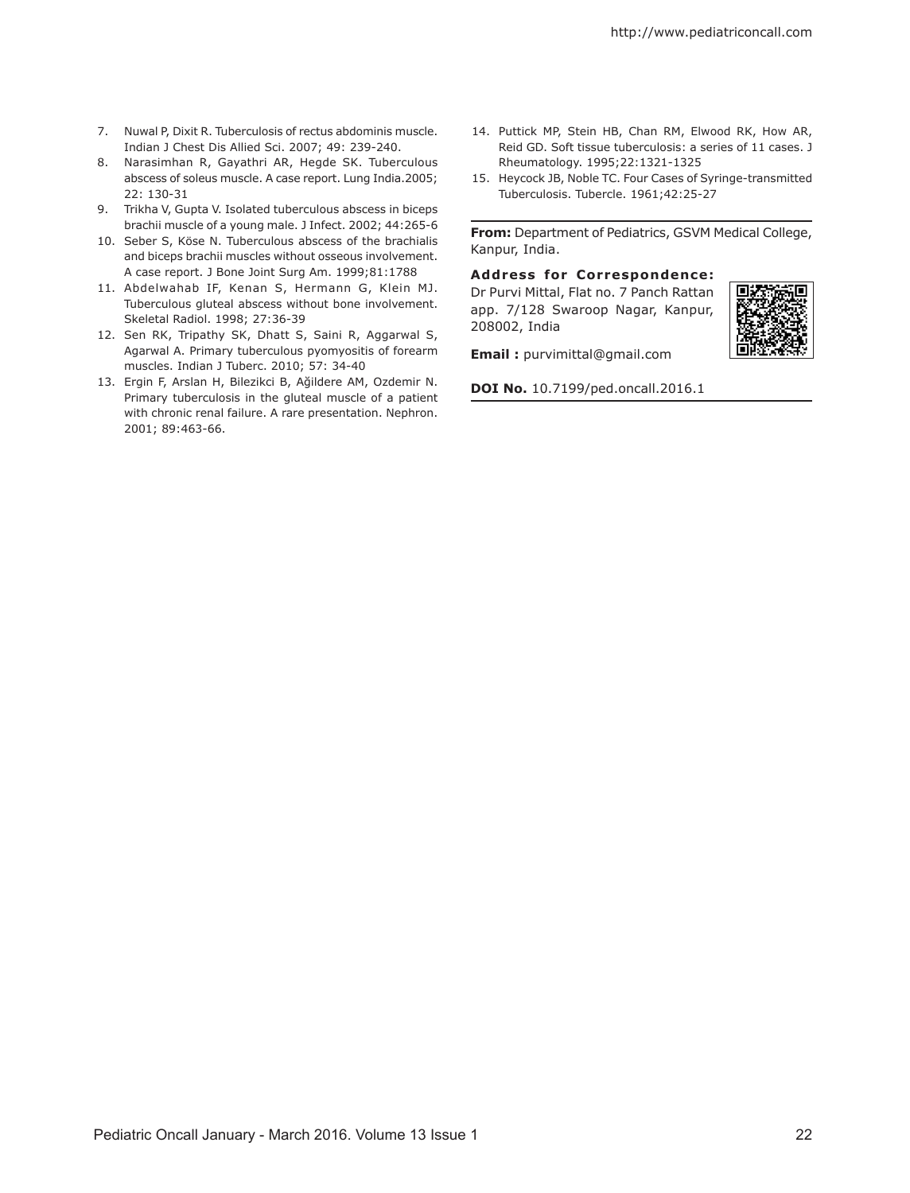7. Nuwal P, Dixit R. Tuberculosis of rectus abdominis muscle. Indian J Chest Dis Allied Sci. 2007; 49: 239-240.
8. Narasimhan R, Gayathri AR, Hegde SK. Tuberculous abscess of soleus muscle. A case report. Lung India.2005; 22: 130-31
9. Trikha V, Gupta V. Isolated tuberculous abscess in biceps brachii muscle of a young male. J Infect. 2002; 44:265-6
10. Seber S, Köse N. Tuberculous abscess of the brachialis and biceps brachii muscles without osseous involvement. A case report. J Bone Joint Surg Am. 1999;81:1788
11. Abdelwahab IF, Kenan S, Hermann G, Klein MJ. Tuberculous gluteal abscess without bone involvement. Skeletal Radiol. 1998; 27:36-39
12. Sen RK, Tripathy SK, Dhatt S, Saini R, Aggarwal S, Agarwal A. Primary tuberculous pyomyositis of forearm muscles. Indian J Tuberc. 2010; 57: 34-40
13. Ergin F, Arslan H, Bilezikci B, Ağildere AM, Ozdemir N. Primary tuberculosis in the gluteal muscle of a patient with chronic renal failure. A rare presentation. Nephron. 2001; 89:463-66.
14. Puttick MP, Stein HB, Chan RM, Elwood RK, How AR, Reid GD. Soft tissue tuberculosis: a series of 11 cases. J Rheumatology. 1995;22:1321-1325
15. Heycock JB, Noble TC. Four Cases of Syringe-transmitted Tuberculosis. Tubercle. 1961;42:25-27

---

**From:** Department of Pediatrics, GSVM Medical College, Kanpur, India.

**Address for Correspondence:**
Dr Purvi Mittal, Flat no. 7 Panch Rattan app. 7/128 Swaroop Nagar, Kanpur, 208002, India

**Email :** purvimittal@gmail.com

**DOI No.** 10.7199/ped.oncall.2016.1